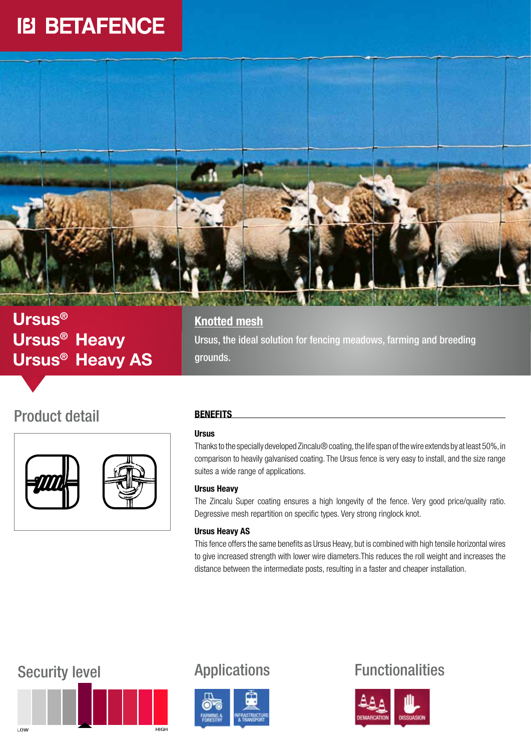BETAFENCE

# Ursus®
# Ursus® Heavy
# Ursus® Heavy AS

## Knotted mesh

Ursus, the ideal solution for fencing meadows, farming and breeding grounds.

## Product detail

## BENEFITS

**Ursus**

Thanks to the specially developed Zincalu® coating, the life span of the wire extends by at least 50%, in comparison to heavily galvanised coating. The Ursus fence is very easy to install, and the size range suites a wide range of applications.

**Ursus Heavy**

The Zincalu Super coating ensures a high longevity of the fence. Very good price/quality ratio. Degressive mesh repartition on specific types. Very strong ringlock knot.

**Ursus Heavy AS**

This fence offers the same benefits as Ursus Heavy, but is combined with high tensile horizontal wires to give increased strength with lower wire diameters.This reduces the roll weight and increases the distance between the intermediate posts, resulting in a faster and cheaper installation.

## Security level

LOW HIGH

## Applications

FARMING & FORESTRY

INFRASTRUCTURE & TRANSPORT

## Functionalities

DEMARCATION

DISSUASION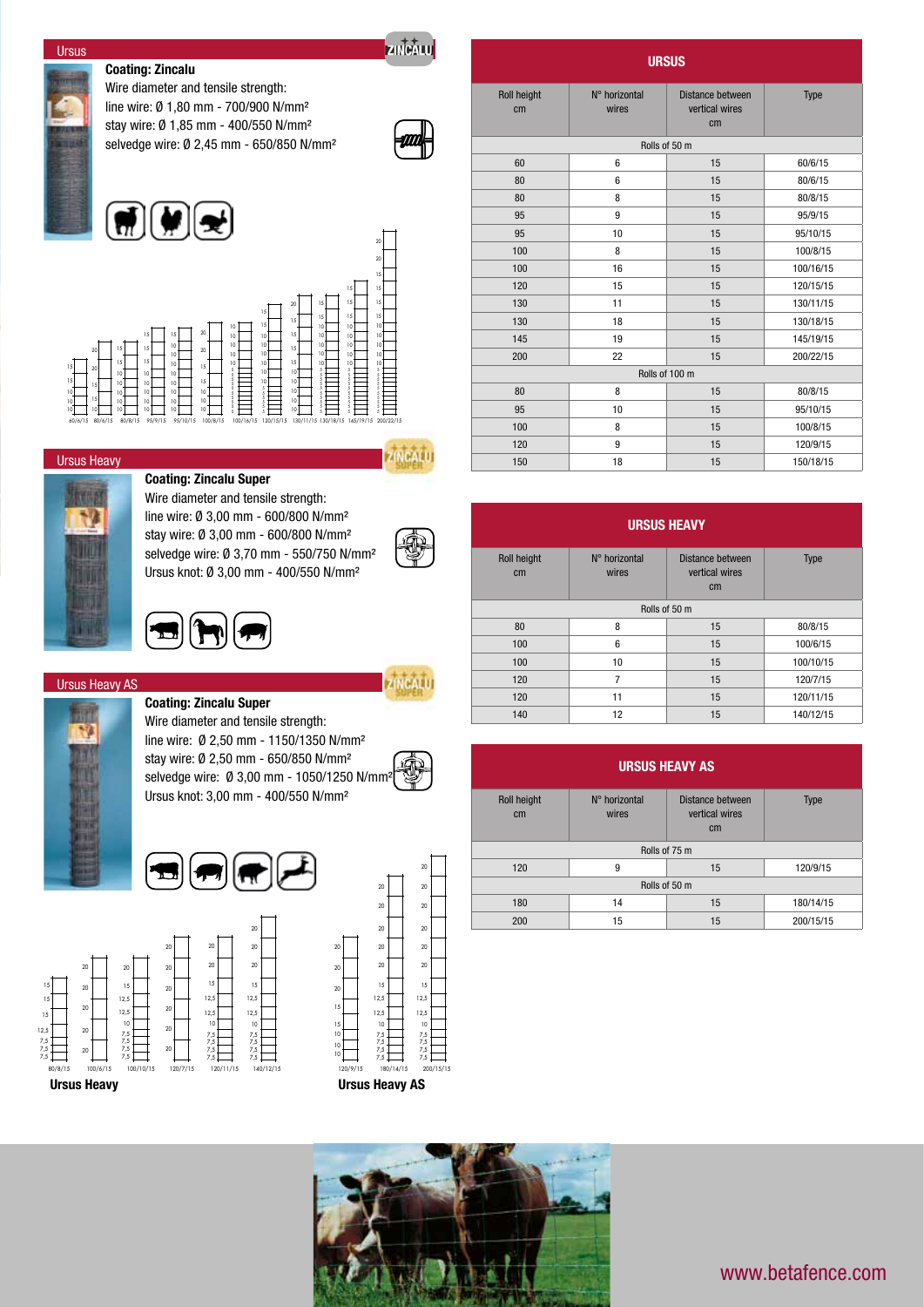## Ursus

ZINCALU

**Coating: Zincalu**

Wire diameter and tensile strength:
line wire: Ø 1,80 mm - 700/900 N/mm²
stay wire: Ø 1,85 mm - 400/550 N/mm²
selvedge wire: Ø 2,45 mm - 650/850 N/mm²

60/6/15 80/6/15 80/8/15 95/9/15 95/10/15 100/8/15 100/16/15 120/15/15 130/11/15 130/18/15 145/19/15 200/22/15

## Ursus Heavy

ZINCALU SUPER

**Coating: Zincalu Super**

Wire diameter and tensile strength:
line wire: Ø 3,00 mm - 600/800 N/mm²
stay wire: Ø 3,00 mm - 600/800 N/mm²
selvedge wire: Ø 3,70 mm - 550/750 N/mm²
Ursus knot: Ø 3,00 mm - 400/550 N/mm²

## Ursus Heavy AS

ZINCALU SUPER

**Coating: Zincalu Super**

Wire diameter and tensile strength:
line wire: Ø 2,50 mm - 1150/1350 N/mm²
stay wire: Ø 2,50 mm - 650/850 N/mm²
selvedge wire: Ø 3,00 mm - 1050/1250 N/mm²
Ursus knot: 3,00 mm - 400/550 N/mm²

80/8/15 100/6/15 100/10/15 120/7/15 120/11/15 140/12/15

**Ursus Heavy**

120/9/15 180/14/15 200/15/15

**Ursus Heavy AS**

### URSUS

| Roll height cm | N° horizontal wires | Distance between vertical wires cm | Type |
|---|---|---|---|
| Rolls of 50 m | | | |
| 60 | 6 | 15 | 60/6/15 |
| 80 | 6 | 15 | 80/6/15 |
| 80 | 8 | 15 | 80/8/15 |
| 95 | 9 | 15 | 95/9/15 |
| 95 | 10 | 15 | 95/10/15 |
| 100 | 8 | 15 | 100/8/15 |
| 100 | 16 | 15 | 100/16/15 |
| 120 | 15 | 15 | 120/15/15 |
| 130 | 11 | 15 | 130/11/15 |
| 130 | 18 | 15 | 130/18/15 |
| 145 | 19 | 15 | 145/19/15 |
| 200 | 22 | 15 | 200/22/15 |
| Rolls of 100 m | | | |
| 80 | 8 | 15 | 80/8/15 |
| 95 | 10 | 15 | 95/10/15 |
| 100 | 8 | 15 | 100/8/15 |
| 120 | 9 | 15 | 120/9/15 |
| 150 | 18 | 15 | 150/18/15 |

### URSUS HEAVY

| Roll height cm | N° horizontal wires | Distance between vertical wires cm | Type |
|---|---|---|---|
| Rolls of 50 m | | | |
| 80 | 8 | 15 | 80/8/15 |
| 100 | 6 | 15 | 100/6/15 |
| 100 | 10 | 15 | 100/10/15 |
| 120 | 7 | 15 | 120/7/15 |
| 120 | 11 | 15 | 120/11/15 |
| 140 | 12 | 15 | 140/12/15 |

### URSUS HEAVY AS

| Roll height cm | N° horizontal wires | Distance between vertical wires cm | Type |
|---|---|---|---|
| Rolls of 75 m | | | |
| 120 | 9 | 15 | 120/9/15 |
| Rolls of 50 m | | | |
| 180 | 14 | 15 | 180/14/15 |
| 200 | 15 | 15 | 200/15/15 |

www.betafence.com